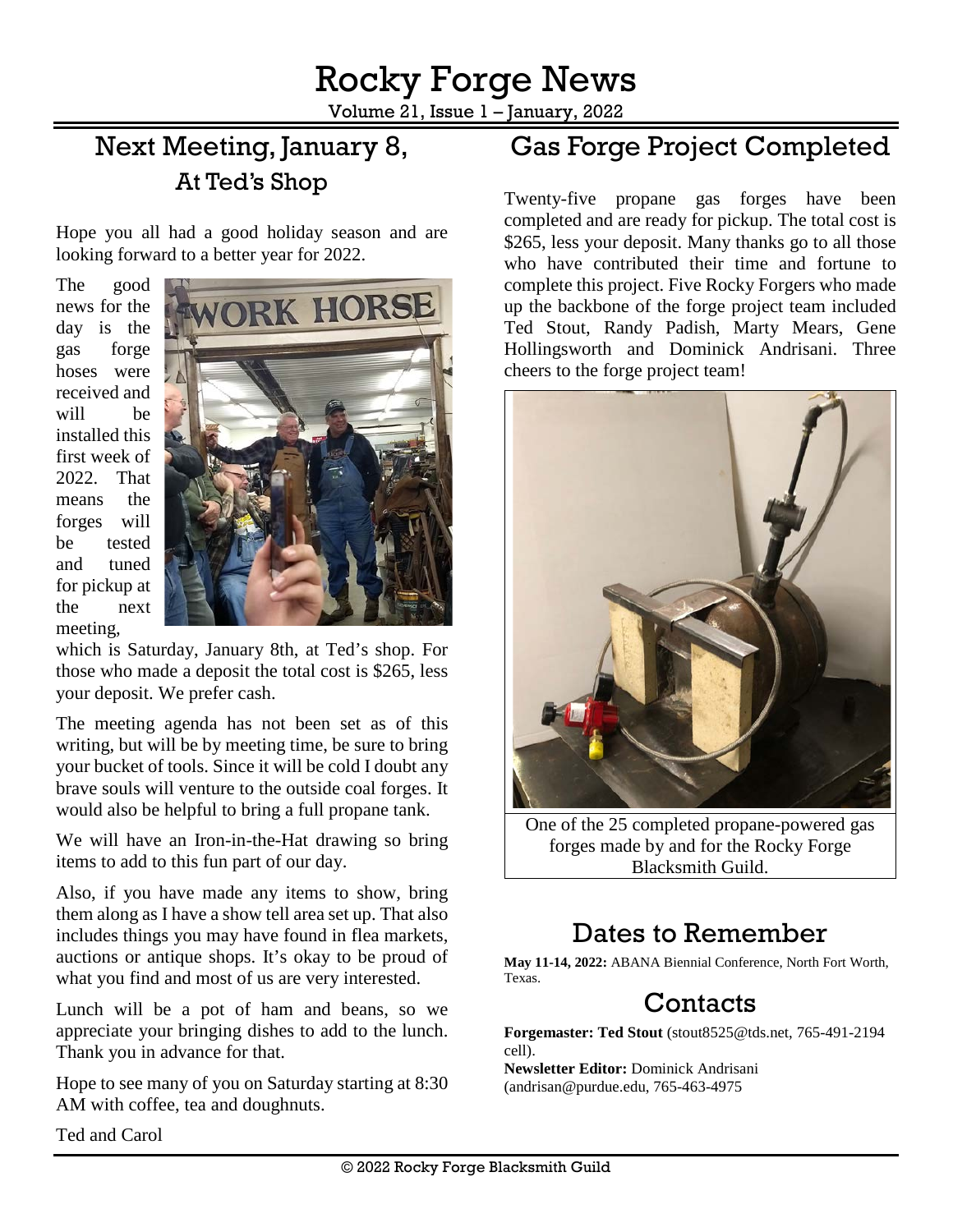# Rocky Forge News

Volume 21, Issue 1 – January, 2022

## Next Meeting, January 8, At Ted's Shop

Hope you all had a good holiday season and are looking forward to a better year for 2022.

The good news for the day is the gas forge hoses were received and will be installed this first week of 2022. That means the forges will be tested and tuned for pickup at the next meeting, which is Saturday, January 8th, at Ted's shop. For those who made a deposit the total cost is $265, less your deposit. We prefer cash.

The meeting agenda has not been set as of this writing, but will be by meeting time, be sure to bring your bucket of tools. Since it will be cold I doubt any brave souls will venture to the outside coal forges. It would also be helpful to bring a full propane tank.

We will have an Iron-in-the-Hat drawing so bring items to add to this fun part of our day.

Also, if you have made any items to show, bring them along as I have a show tell area set up. That also includes things you may have found in flea markets, auctions or antique shops. It's okay to be proud of what you find and most of us are very interested.

Lunch will be a pot of ham and beans, so we appreciate your bringing dishes to add to the lunch. Thank you in advance for that.

Hope to see many of you on Saturday starting at 8:30 AM with coffee, tea and doughnuts.

Ted and Carol

## Gas Forge Project Completed

Twenty-five propane gas forges have been completed and are ready for pickup. The total cost is $265, less your deposit. Many thanks go to all those who have contributed their time and fortune to complete this project. Five Rocky Forgers who made up the backbone of the forge project team included Ted Stout, Randy Padish, Marty Mears, Gene Hollingsworth and Dominick Andrisani. Three cheers to the forge project team!

One of the 25 completed propane-powered gas forges made by and for the Rocky Forge Blacksmith Guild.

## Dates to Remember

**May 11-14, 2022:** ABANA Biennial Conference, North Fort Worth, Texas.

## Contacts

**Forgemaster: Ted Stout** (stout8525@tds.net, 765-491-2194 cell).

**Newsletter Editor:** Dominick Andrisani (andrisan@purdue.edu, 765-463-4975

© 2022 Rocky Forge Blacksmith Guild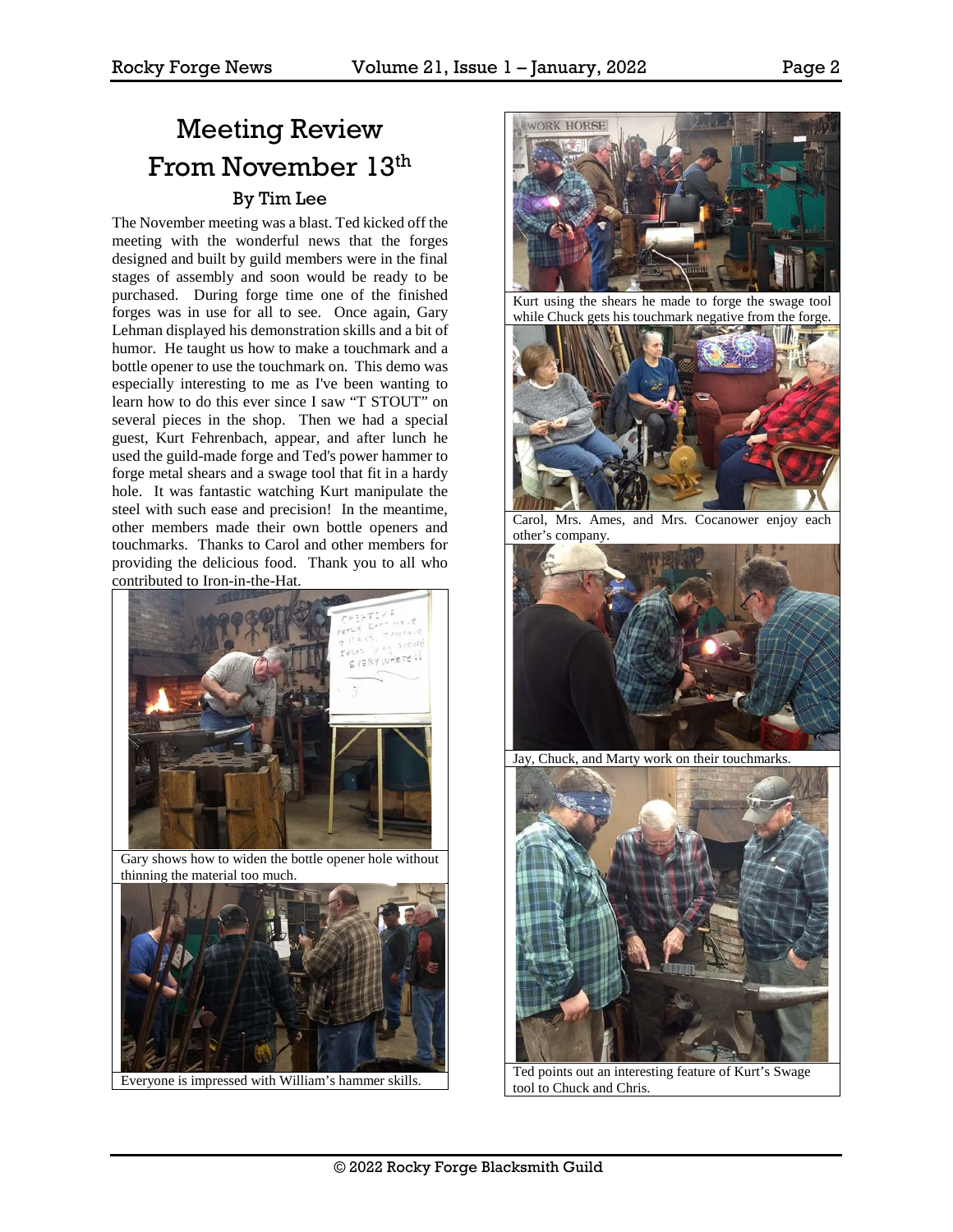# Meeting Review From November 13th

### By Tim Lee

The November meeting was a blast. Ted kicked off the meeting with the wonderful news that the forges designed and built by guild members were in the final stages of assembly and soon would be ready to be purchased. During forge time one of the finished forges was in use for all to see. Once again, Gary Lehman displayed his demonstration skills and a bit of humor. He taught us how to make a touchmark and a bottle opener to use the touchmark on. This demo was especially interesting to me as I've been wanting to learn how to do this ever since I saw "T STOUT" on several pieces in the shop. Then we had a special guest, Kurt Fehrenbach, appear, and after lunch he used the guild-made forge and Ted's power hammer to forge metal shears and a swage tool that fit in a hardy hole. It was fantastic watching Kurt manipulate the steel with such ease and precision! In the meantime, other members made their own bottle openers and touchmarks. Thanks to Carol and other members for providing the delicious food. Thank you to all who contributed to Iron-in-the-Hat.

Gary shows how to widen the bottle opener hole without thinning the material too much.

Everyone is impressed with William's hammer skills.

Kurt using the shears he made to forge the swage tool while Chuck gets his touchmark negative from the forge.

Carol, Mrs. Ames, and Mrs. Cocanower enjoy each other's company.

Jay, Chuck, and Marty work on their touchmarks.

Ted points out an interesting feature of Kurt's Swage tool to Chuck and Chris.

© 2022 Rocky Forge Blacksmith Guild